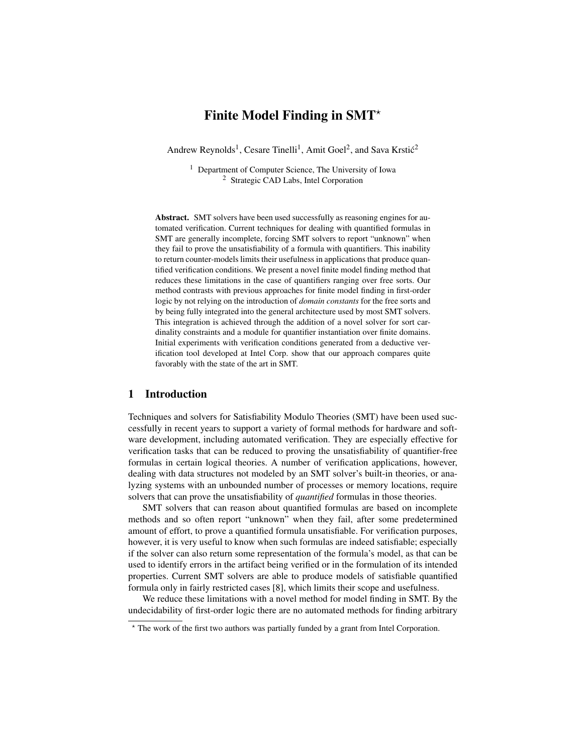# Finite Model Finding in SMT*

Andrew Reynolds[1], Cesare Tinelli[1], Amit Goel[2], and Sava Krstić[2]

[1] Department of Computer Science, The University of Iowa
[2] Strategic CAD Labs, Intel Corporation

**Abstract.** SMT solvers have been used successfully as reasoning engines for automated verification. Current techniques for dealing with quantified formulas in SMT are generally incomplete, forcing SMT solvers to report "unknown" when they fail to prove the unsatisfiability of a formula with quantifiers. This inability to return counter-models limits their usefulness in applications that produce quantified verification conditions. We present a novel finite model finding method that reduces these limitations in the case of quantifiers ranging over free sorts. Our method contrasts with previous approaches for finite model finding in first-order logic by not relying on the introduction of *domain constants* for the free sorts and by being fully integrated into the general architecture used by most SMT solvers. This integration is achieved through the addition of a novel solver for sort cardinality constraints and a module for quantifier instantiation over finite domains. Initial experiments with verification conditions generated from a deductive verification tool developed at Intel Corp. show that our approach compares quite favorably with the state of the art in SMT.

## 1 Introduction

Techniques and solvers for Satisfiability Modulo Theories (SMT) have been used successfully in recent years to support a variety of formal methods for hardware and software development, including automated verification. They are especially effective for verification tasks that can be reduced to proving the unsatisfiability of quantifier-free formulas in certain logical theories. A number of verification applications, however, dealing with data structures not modeled by an SMT solver's built-in theories, or analyzing systems with an unbounded number of processes or memory locations, require solvers that can prove the unsatisfiability of *quantified* formulas in those theories.

SMT solvers that can reason about quantified formulas are based on incomplete methods and so often report "unknown" when they fail, after some predetermined amount of effort, to prove a quantified formula unsatisfiable. For verification purposes, however, it is very useful to know when such formulas are indeed satisfiable; especially if the solver can also return some representation of the formula's model, as that can be used to identify errors in the artifact being verified or in the formulation of its intended properties. Current SMT solvers are able to produce models of satisfiable quantified formula only in fairly restricted cases [8], which limits their scope and usefulness.

We reduce these limitations with a novel method for model finding in SMT. By the undecidability of first-order logic there are no automated methods for finding arbitrary

* The work of the first two authors was partially funded by a grant from Intel Corporation.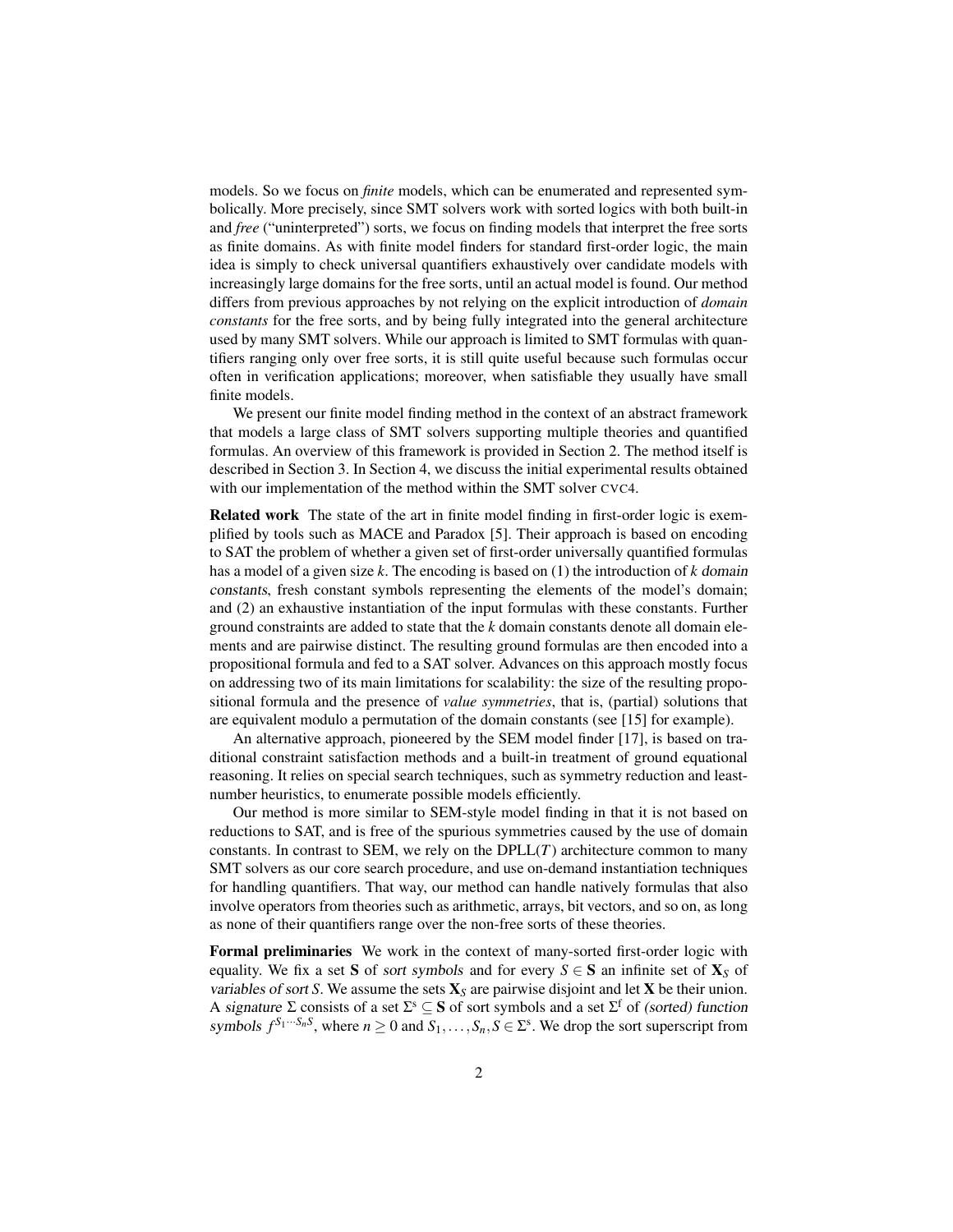models. So we focus on *finite* models, which can be enumerated and represented symbolically. More precisely, since SMT solvers work with sorted logics with both built-in and *free* ("uninterpreted") sorts, we focus on finding models that interpret the free sorts as finite domains. As with finite model finders for standard first-order logic, the main idea is simply to check universal quantifiers exhaustively over candidate models with increasingly large domains for the free sorts, until an actual model is found. Our method differs from previous approaches by not relying on the explicit introduction of *domain constants* for the free sorts, and by being fully integrated into the general architecture used by many SMT solvers. While our approach is limited to SMT formulas with quantifiers ranging only over free sorts, it is still quite useful because such formulas occur often in verification applications; moreover, when satisfiable they usually have small finite models.

We present our finite model finding method in the context of an abstract framework that models a large class of SMT solvers supporting multiple theories and quantified formulas. An overview of this framework is provided in Section 2. The method itself is described in Section 3. In Section 4, we discuss the initial experimental results obtained with our implementation of the method within the SMT solver CVC4.

**Related work** The state of the art in finite model finding in first-order logic is exemplified by tools such as MACE and Paradox [5]. Their approach is based on encoding to SAT the problem of whether a given set of first-order universally quantified formulas has a model of a given size $k$. The encoding is based on (1) the introduction of $k$ *domain constants*, fresh constant symbols representing the elements of the model's domain; and (2) an exhaustive instantiation of the input formulas with these constants. Further ground constraints are added to state that the $k$ domain constants denote all domain elements and are pairwise distinct. The resulting ground formulas are then encoded into a propositional formula and fed to a SAT solver. Advances on this approach mostly focus on addressing two of its main limitations for scalability: the size of the resulting propositional formula and the presence of *value symmetries*, that is, (partial) solutions that are equivalent modulo a permutation of the domain constants (see [15] for example).

An alternative approach, pioneered by the SEM model finder [17], is based on traditional constraint satisfaction methods and a built-in treatment of ground equational reasoning. It relies on special search techniques, such as symmetry reduction and least-number heuristics, to enumerate possible models efficiently.

Our method is more similar to SEM-style model finding in that it is not based on reductions to SAT, and is free of the spurious symmetries caused by the use of domain constants. In contrast to SEM, we rely on the DPLL($T$) architecture common to many SMT solvers as our core search procedure, and use on-demand instantiation techniques for handling quantifiers. That way, our method can handle natively formulas that also involve operators from theories such as arithmetic, arrays, bit vectors, and so on, as long as none of their quantifiers range over the non-free sorts of these theories.

**Formal preliminaries** We work in the context of many-sorted first-order logic with equality. We fix a set $\mathbf{S}$ of *sort symbols* and for every $S \in \mathbf{S}$ an infinite set of $\mathbf{X}_S$ of *variables of sort* $S$. We assume the sets $\mathbf{X}_S$ are pairwise disjoint and let $\mathbf{X}$ be their union. A *signature* $\Sigma$ consists of a set $\Sigma^{\mathrm{s}} \subseteq \mathbf{S}$ of sort symbols and a set $\Sigma^{\mathrm{f}}$ of *(sorted) function symbols* $f^{S_1 \cdots S_n S}$, where $n \geq 0$ and $S_1, \ldots, S_n, S \in \Sigma^{\mathrm{s}}$. We drop the sort superscript from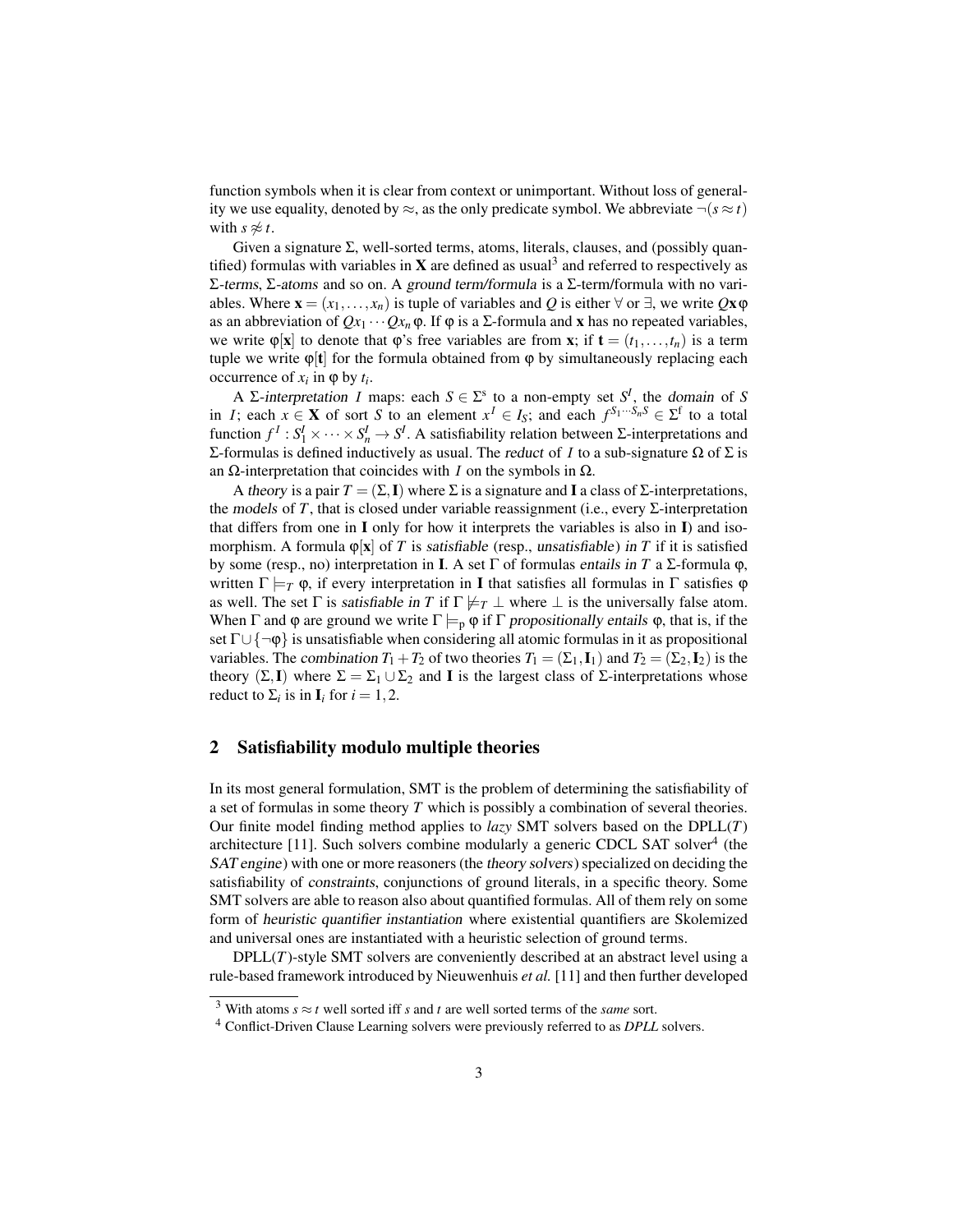function symbols when it is clear from context or unimportant. Without loss of generality we use equality, denoted by $\approx$, as the only predicate symbol. We abbreviate $\neg(s \approx t)$ with $s \not\approx t$.

Given a signature $\Sigma$, well-sorted terms, atoms, literals, clauses, and (possibly quantified) formulas with variables in $\mathbf{X}$ are defined as usual[3] and referred to respectively as $\Sigma$-*terms*, $\Sigma$-*atoms* and so on. A *ground term/formula* is a $\Sigma$-term/formula with no variables. Where $\mathbf{x} = (x_1, \ldots, x_n)$ is tuple of variables and $Q$ is either $\forall$ or $\exists$, we write $Q\mathbf{x}\,\varphi$ as an abbreviation of $Qx_1 \cdots Qx_n\,\varphi$. If $\varphi$ is a $\Sigma$-formula and $\mathbf{x}$ has no repeated variables, we write $\varphi[\mathbf{x}]$ to denote that $\varphi$'s free variables are from $\mathbf{x}$; if $\mathbf{t} = (t_1, \ldots, t_n)$ is a term tuple we write $\varphi[\mathbf{t}]$ for the formula obtained from $\varphi$ by simultaneously replacing each occurrence of $x_i$ in $\varphi$ by $t_i$.

A $\Sigma$-*interpretation* $\mathcal{I}$ maps: each $S \in \Sigma^{\mathrm{s}}$ to a non-empty set $S^{\mathcal{I}}$, the *domain* of $S$ in $\mathcal{I}$; each $x \in \mathbf{X}$ of sort $S$ to an element $x^{\mathcal{I}} \in \mathcal{I}_S$; and each $f^{S_1 \cdots S_n S} \in \Sigma^{\mathrm{f}}$ to a total function $f^{\mathcal{I}} : S_1^{\mathcal{I}} \times \cdots \times S_n^{\mathcal{I}} \to S^{\mathcal{I}}$. A satisfiability relation between $\Sigma$-interpretations and $\Sigma$-formulas is defined inductively as usual. The *reduct* of $\mathcal{I}$ to a sub-signature $\Omega$ of $\Sigma$ is an $\Omega$-interpretation that coincides with $\mathcal{I}$ on the symbols in $\Omega$.

A *theory* is a pair $T = (\Sigma, \mathbf{I})$ where $\Sigma$ is a signature and $\mathbf{I}$ a class of $\Sigma$-interpretations, the *models* of $T$, that is closed under variable reassignment (i.e., every $\Sigma$-interpretation that differs from one in $\mathbf{I}$ only for how it interprets the variables is also in $\mathbf{I}$) and isomorphism. A formula $\varphi[\mathbf{x}]$ of $T$ is *satisfiable* (resp., *unsatisfiable*) *in* $T$ if it is satisfied by some (resp., no) interpretation in $\mathbf{I}$. A set $\Gamma$ of formulas *entails in* $T$ a $\Sigma$-formula $\varphi$, written $\Gamma \models_T \varphi$, if every interpretation in $\mathbf{I}$ that satisfies all formulas in $\Gamma$ satisfies $\varphi$ as well. The set $\Gamma$ is *satisfiable in* $T$ if $\Gamma \not\models_T \bot$ where $\bot$ is the universally false atom. When $\Gamma$ and $\varphi$ are ground we write $\Gamma \models_{\mathrm{p}} \varphi$ if $\Gamma$ *propositionally entails* $\varphi$, that is, if the set $\Gamma \cup \{\neg\varphi\}$ is unsatisfiable when considering all atomic formulas in it as propositional variables. The *combination* $T_1 + T_2$ of two theories $T_1 = (\Sigma_1, \mathbf{I}_1)$ and $T_2 = (\Sigma_2, \mathbf{I}_2)$ is the theory $(\Sigma, \mathbf{I})$ where $\Sigma = \Sigma_1 \cup \Sigma_2$ and $\mathbf{I}$ is the largest class of $\Sigma$-interpretations whose reduct to $\Sigma_i$ is in $\mathbf{I}_i$ for $i = 1, 2$.

## 2 Satisfiability modulo multiple theories

In its most general formulation, SMT is the problem of determining the satisfiability of a set of formulas in some theory $T$ which is possibly a combination of several theories. Our finite model finding method applies to *lazy* SMT solvers based on the DPLL($T$) architecture [11]. Such solvers combine modularly a generic CDCL SAT solver[4] (the *SAT engine*) with one or more reasoners (the *theory solvers*) specialized on deciding the satisfiability of *constraints*, conjunctions of ground literals, in a specific theory. Some SMT solvers are able to reason also about quantified formulas. All of them rely on some form of *heuristic quantifier instantiation* where existential quantifiers are Skolemized and universal ones are instantiated with a heuristic selection of ground terms.

DPLL($T$)-style SMT solvers are conveniently described at an abstract level using a rule-based framework introduced by Nieuwenhuis *et al.* [11] and then further developed

[3] With atoms $s \approx t$ well sorted iff $s$ and $t$ are well sorted terms of the *same* sort.

[4] Conflict-Driven Clause Learning solvers were previously referred to as *DPLL* solvers.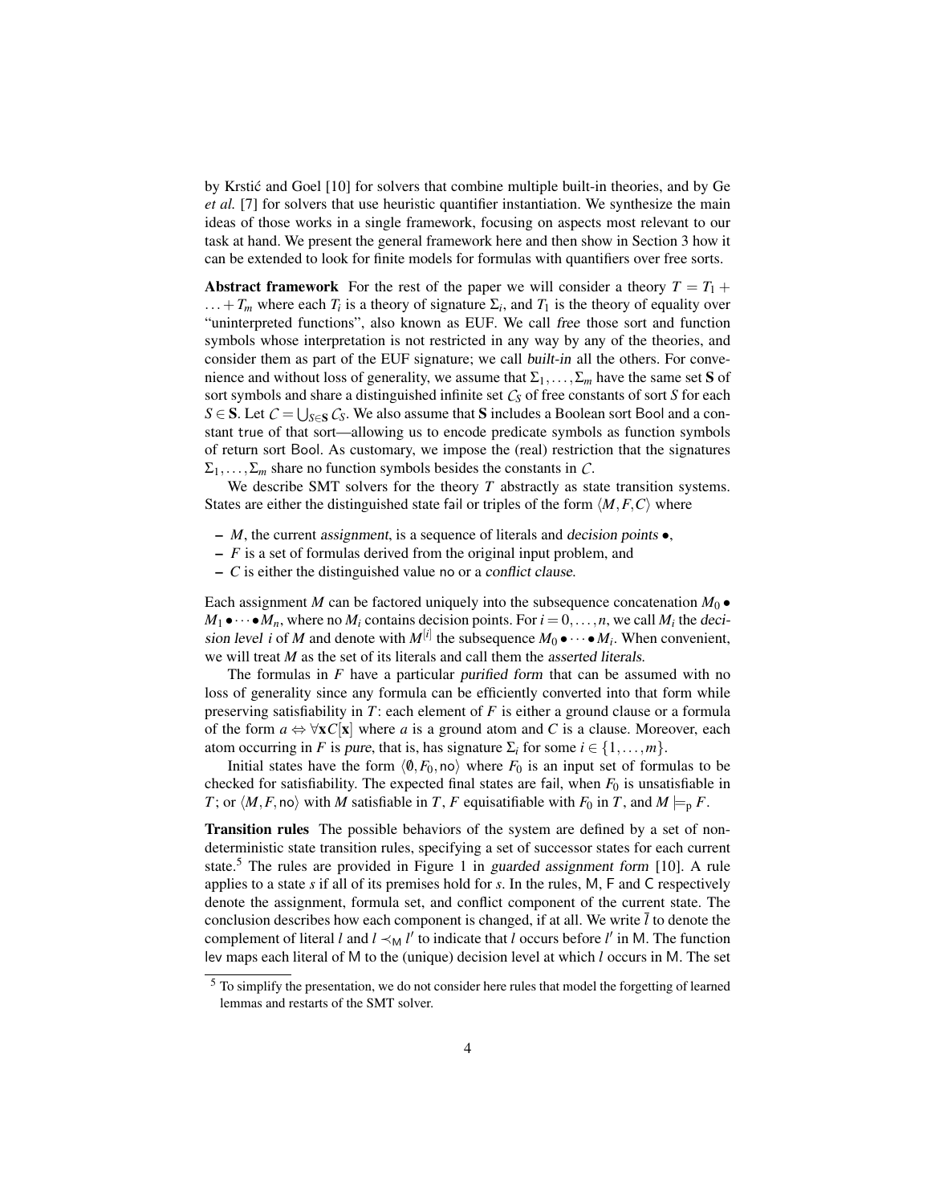by Krstić and Goel [10] for solvers that combine multiple built-in theories, and by Ge *et al.* [7] for solvers that use heuristic quantifier instantiation. We synthesize the main ideas of those works in a single framework, focusing on aspects most relevant to our task at hand. We present the general framework here and then show in Section 3 how it can be extended to look for finite models for formulas with quantifiers over free sorts.

**Abstract framework** For the rest of the paper we will consider a theory $T = T_1 + \ldots + T_m$ where each $T_i$ is a theory of signature $\Sigma_i$, and $T_1$ is the theory of equality over "uninterpreted functions", also known as EUF. We call *free* those sort and function symbols whose interpretation is not restricted in any way by any of the theories, and consider them as part of the EUF signature; we call *built-in* all the others. For convenience and without loss of generality, we assume that $\Sigma_1, \ldots, \Sigma_m$ have the same set $\mathbf{S}$ of sort symbols and share a distinguished infinite set $\mathcal{C}_S$ of free constants of sort $S$ for each $S \in \mathbf{S}$. Let $\mathcal{C} = \bigcup_{S \in \mathbf{S}} \mathcal{C}_S$. We also assume that $\mathbf{S}$ includes a Boolean sort Bool and a constant true of that sort—allowing us to encode predicate symbols as function symbols of return sort Bool. As customary, we impose the (real) restriction that the signatures $\Sigma_1, \ldots, \Sigma_m$ share no function symbols besides the constants in $\mathcal{C}$.

We describe SMT solvers for the theory $T$ abstractly as state transition systems. States are either the distinguished state fail or triples of the form $\langle M, F, C \rangle$ where

- $M$, the current *assignment*, is a sequence of literals and *decision points* $\bullet$,
- $F$ is a set of formulas derived from the original input problem, and
- $C$ is either the distinguished value no or a *conflict clause*.

Each assignment $M$ can be factored uniquely into the subsequence concatenation $M_0 \bullet M_1 \bullet \cdots \bullet M_n$, where no $M_i$ contains decision points. For $i = 0, \ldots, n$, we call $M_i$ the *decision level* $i$ of $M$ and denote with $M^{[i]}$ the subsequence $M_0 \bullet \cdots \bullet M_i$. When convenient, we will treat $M$ as the set of its literals and call them the *asserted literals*.

The formulas in $F$ have a particular *purified form* that can be assumed with no loss of generality since any formula can be efficiently converted into that form while preserving satisfiability in $T$: each element of $F$ is either a ground clause or a formula of the form $a \Leftrightarrow \forall \mathbf{x} C[\mathbf{x}]$ where $a$ is a ground atom and $C$ is a clause. Moreover, each atom occurring in $F$ is *pure*, that is, has signature $\Sigma_i$ for some $i \in \{1, \ldots, m\}$.

Initial states have the form $\langle \emptyset, F_0, \mathsf{no} \rangle$ where $F_0$ is an input set of formulas to be checked for satisfiability. The expected final states are fail, when $F_0$ is unsatisfiable in $T$; or $\langle M, F, \mathsf{no} \rangle$ with $M$ satisfiable in $T$, $F$ equisatifiable with $F_0$ in $T$, and $M \models_{\mathrm{p}} F$.

**Transition rules** The possible behaviors of the system are defined by a set of non-deterministic state transition rules, specifying a set of successor states for each current state.[5] The rules are provided in Figure 1 in *guarded assignment form* [10]. A rule applies to a state $s$ if all of its premises hold for $s$. In the rules, M, F and C respectively denote the assignment, formula set, and conflict component of the current state. The conclusion describes how each component is changed, if at all. We write $\bar{l}$ to denote the complement of literal $l$ and $l \prec_{\mathsf{M}} l'$ to indicate that $l$ occurs before $l'$ in M. The function lev maps each literal of M to the (unique) decision level at which $l$ occurs in M. The set

[5] To simplify the presentation, we do not consider here rules that model the forgetting of learned lemmas and restarts of the SMT solver.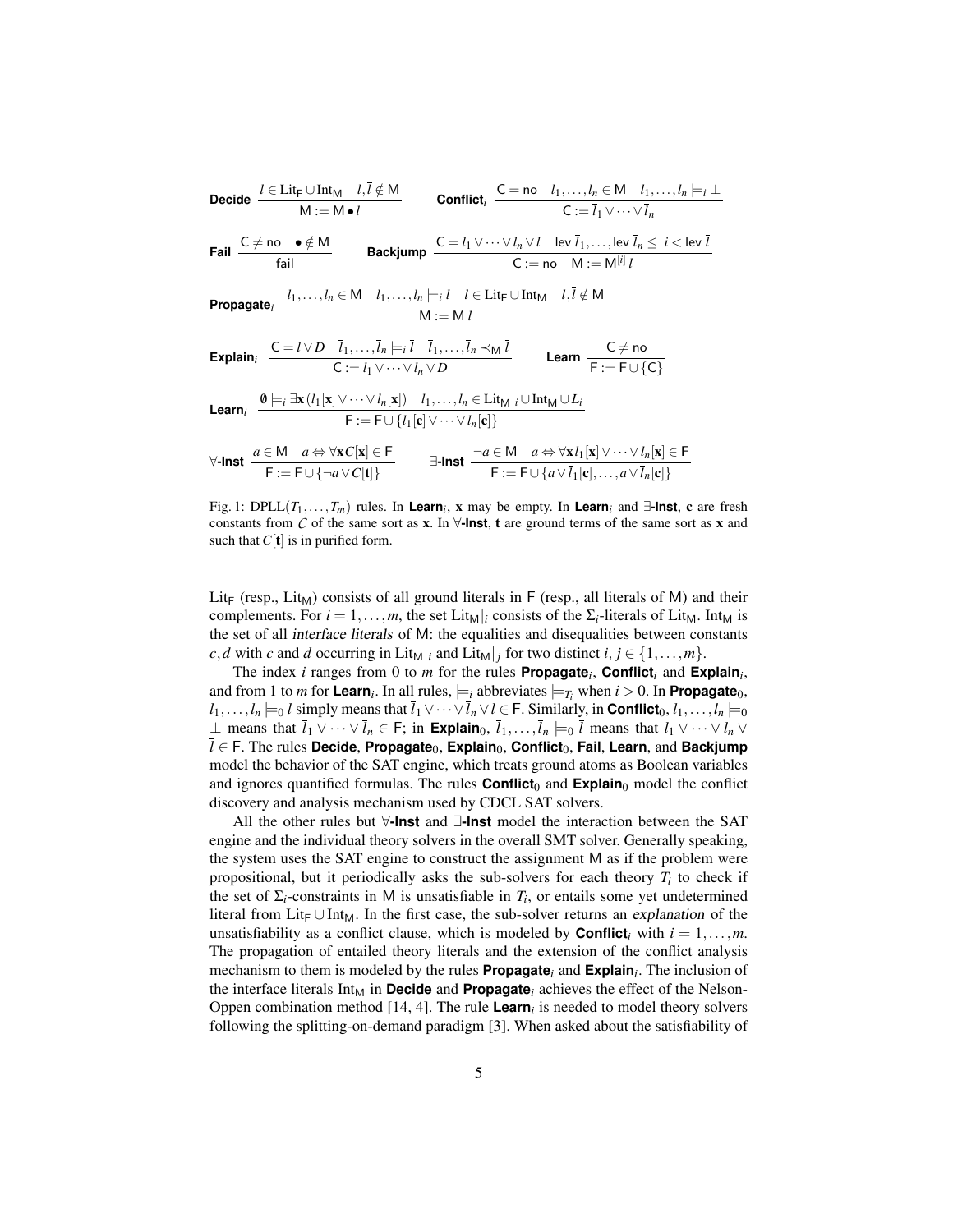$$\textbf{Decide}\ \frac{l \in \mathrm{Lit}_{\mathsf{F}} \cup \mathrm{Int}_{\mathsf{M}} \quad l, \bar{l} \notin \mathsf{M}}{\mathsf{M} := \mathsf{M} \bullet l} \qquad \textbf{Conflict}_i\ \frac{\mathsf{C} = \mathsf{no} \quad l_1, \ldots, l_n \in \mathsf{M} \quad l_1, \ldots, l_n \models_i \bot}{\mathsf{C} := \bar{l}_1 \vee \cdots \vee \bar{l}_n}$$

$$\textbf{Fail}\ \frac{\mathsf{C} \neq \mathsf{no} \quad \bullet \notin \mathsf{M}}{\mathsf{fail}} \qquad \textbf{Backjump}\ \frac{\mathsf{C} = l_1 \vee \cdots \vee l_n \vee l \quad \mathsf{lev}\, \bar{l}_1, \ldots, \mathsf{lev}\, \bar{l}_n \leq i < \mathsf{lev}\, \bar{l}}{\mathsf{C} := \mathsf{no} \quad \mathsf{M} := \mathsf{M}^{[i]}\, l}$$

$$\textbf{Propagate}_i\ \frac{l_1, \ldots, l_n \in \mathsf{M} \quad l_1, \ldots, l_n \models_i l \quad l \in \mathrm{Lit}_{\mathsf{F}} \cup \mathrm{Int}_{\mathsf{M}} \quad l, \bar{l} \notin \mathsf{M}}{\mathsf{M} := \mathsf{M}\, l}$$

$$\textbf{Explain}_i\ \frac{\mathsf{C} = l \vee D \quad \bar{l}_1, \ldots, \bar{l}_n \models_i \bar{l} \quad \bar{l}_1, \ldots, \bar{l}_n \prec_{\mathsf{M}} \bar{l}}{\mathsf{C} := l_1 \vee \cdots \vee l_n \vee D} \qquad \textbf{Learn}\ \frac{\mathsf{C} \neq \mathsf{no}}{\mathsf{F} := \mathsf{F} \cup \{\mathsf{C}\}}$$

$$\textbf{Learn}_i\ \frac{\emptyset \models_i \exists \mathbf{x} (l_1[\mathbf{x}] \vee \cdots \vee l_n[\mathbf{x}]) \quad l_1, \ldots, l_n \in \mathrm{Lit}_{\mathsf{M}}|_i \cup \mathrm{Int}_{\mathsf{M}} \cup L_i}{\mathsf{F} := \mathsf{F} \cup \{l_1[\mathbf{c}] \vee \cdots \vee l_n[\mathbf{c}]\}}$$

$$\forall\textbf{-Inst}\ \frac{a \in \mathsf{M} \quad a \Leftrightarrow \forall \mathbf{x} C[\mathbf{x}] \in \mathsf{F}}{\mathsf{F} := \mathsf{F} \cup \{\neg a \vee C[\mathbf{t}]\}} \qquad \exists\textbf{-Inst}\ \frac{\neg a \in \mathsf{M} \quad a \Leftrightarrow \forall \mathbf{x}\, l_1[\mathbf{x}] \vee \cdots \vee l_n[\mathbf{x}] \in \mathsf{F}}{\mathsf{F} := \mathsf{F} \cup \{a \vee \bar{l}_1[\mathbf{c}], \ldots, a \vee \bar{l}_n[\mathbf{c}]\}}$$

Fig. 1: DPLL($T_1, \ldots, T_m$) rules. In **Learn**$_i$, $\mathbf{x}$ may be empty. In **Learn**$_i$ and $\exists$**-Inst**, $\mathbf{c}$ are fresh constants from $\mathcal{C}$ of the same sort as $\mathbf{x}$. In $\forall$**-Inst**, $\mathbf{t}$ are ground terms of the same sort as $\mathbf{x}$ and such that $C[\mathbf{t}]$ is in purified form.

$\mathrm{Lit}_{\mathsf{F}}$ (resp., $\mathrm{Lit}_{\mathsf{M}}$) consists of all ground literals in $\mathsf{F}$ (resp., all literals of $\mathsf{M}$) and their complements. For $i = 1, \ldots, m$, the set $\mathrm{Lit}_{\mathsf{M}}|_i$ consists of the $\Sigma_i$-literals of $\mathrm{Lit}_{\mathsf{M}}$. $\mathrm{Int}_{\mathsf{M}}$ is the set of all *interface literals* of $\mathsf{M}$: the equalities and disequalities between constants $c, d$ with $c$ and $d$ occurring in $\mathrm{Lit}_{\mathsf{M}}|_i$ and $\mathrm{Lit}_{\mathsf{M}}|_j$ for two distinct $i, j \in \{1, \ldots, m\}$.

The index $i$ ranges from 0 to $m$ for the rules **Propagate**$_i$, **Conflict**$_i$ and **Explain**$_i$, and from 1 to $m$ for **Learn**$_i$. In all rules, $\models_i$ abbreviates $\models_{T_i}$ when $i > 0$. In **Propagate**$_0$, $l_1, \ldots, l_n \models_0 l$ simply means that $\bar{l}_1 \vee \cdots \vee \bar{l}_n \vee l \in \mathsf{F}$. Similarly, in **Conflict**$_0$, $l_1, \ldots, l_n \models_0 \bot$ means that $\bar{l}_1 \vee \cdots \vee \bar{l}_n \in \mathsf{F}$; in **Explain**$_0$, $\bar{l}_1, \ldots, \bar{l}_n \models_0 \bar{l}$ means that $l_1 \vee \cdots \vee l_n \vee \bar{l} \in \mathsf{F}$. The rules **Decide**, **Propagate**$_0$, **Explain**$_0$, **Conflict**$_0$, **Fail**, **Learn**, and **Backjump** model the behavior of the SAT engine, which treats ground atoms as Boolean variables and ignores quantified formulas. The rules **Conflict**$_0$ and **Explain**$_0$ model the conflict discovery and analysis mechanism used by CDCL SAT solvers.

All the other rules but $\forall$**-Inst** and $\exists$**-Inst** model the interaction between the SAT engine and the individual theory solvers in the overall SMT solver. Generally speaking, the system uses the SAT engine to construct the assignment $\mathsf{M}$ as if the problem were propositional, but it periodically asks the sub-solvers for each theory $T_i$ to check if the set of $\Sigma_i$-constraints in $\mathsf{M}$ is unsatisfiable in $T_i$, or entails some yet undetermined literal from $\mathrm{Lit}_{\mathsf{F}} \cup \mathrm{Int}_{\mathsf{M}}$. In the first case, the sub-solver returns an *explanation* of the unsatisfiability as a conflict clause, which is modeled by **Conflict**$_i$ with $i = 1, \ldots, m$. The propagation of entailed theory literals and the extension of the conflict analysis mechanism to them is modeled by the rules **Propagate**$_i$ and **Explain**$_i$. The inclusion of the interface literals $\mathrm{Int}_{\mathsf{M}}$ in **Decide** and **Propagate**$_i$ achieves the effect of the Nelson-Oppen combination method [14, 4]. The rule **Learn**$_i$ is needed to model theory solvers following the splitting-on-demand paradigm [3]. When asked about the satisfiability of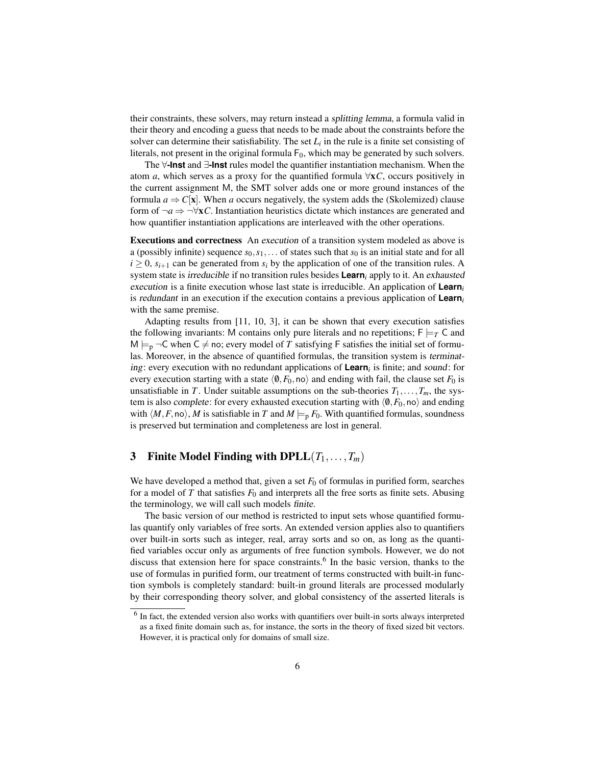their constraints, these solvers, may return instead a *splitting lemma*, a formula valid in their theory and encoding a guess that needs to be made about the constraints before the solver can determine their satisfiability. The set $L_i$ in the rule is a finite set consisting of literals, not present in the original formula $\mathsf{F}_0$, which may be generated by such solvers.

The **∀-Inst** and **∃-Inst** rules model the quantifier instantiation mechanism. When the atom $a$, which serves as a proxy for the quantified formula $\forall \mathbf{x} C$, occurs positively in the current assignment $\mathsf{M}$, the SMT solver adds one or more ground instances of the formula $a \Rightarrow C[\mathbf{x}]$. When $a$ occurs negatively, the system adds the (Skolemized) clause form of $\neg a \Rightarrow \neg \forall \mathbf{x} C$. Instantiation heuristics dictate which instances are generated and how quantifier instantiation applications are interleaved with the other operations.

**Executions and correctness** An *execution* of a transition system modeled as above is a (possibly infinite) sequence $s_0, s_1, \ldots$ of states such that $s_0$ is an initial state and for all $i \geq 0$, $s_{i+1}$ can be generated from $s_i$ by the application of one of the transition rules. A system state is *irreducible* if no transition rules besides **Learn**$_i$ apply to it. An *exhausted execution* is a finite execution whose last state is irreducible. An application of **Learn**$_i$ is *redundant* in an execution if the execution contains a previous application of **Learn**$_i$ with the same premise.

Adapting results from [11, 10, 3], it can be shown that every execution satisfies the following invariants: $\mathsf{M}$ contains only pure literals and no repetitions; $\mathsf{F} \models_T \mathsf{C}$ and $\mathsf{M} \models_{\mathsf{p}} \neg \mathsf{C}$ when $\mathsf{C} \neq \mathsf{no}$; every model of $T$ satisfying $\mathsf{F}$ satisfies the initial set of formulas. Moreover, in the absence of quantified formulas, the transition system is *terminating*: every execution with no redundant applications of **Learn**$_i$ is finite; and *sound*: for every execution starting with a state $\langle \emptyset, F_0, \mathsf{no} \rangle$ and ending with fail, the clause set $F_0$ is unsatisfiable in $T$. Under suitable assumptions on the sub-theories $T_1, \ldots, T_m$, the system is also *complete*: for every exhausted execution starting with $\langle \emptyset, F_0, \mathsf{no} \rangle$ and ending with $\langle M, F, \mathsf{no} \rangle$, $M$ is satisfiable in $T$ and $M \models_{\mathsf{p}} F_0$. With quantified formulas, soundness is preserved but termination and completeness are lost in general.

## 3 Finite Model Finding with DPLL$(T_1, \ldots, T_m)$

We have developed a method that, given a set $F_0$ of formulas in purified form, searches for a model of $T$ that satisfies $F_0$ and interprets all the free sorts as finite sets. Abusing the terminology, we will call such models *finite*.

The basic version of our method is restricted to input sets whose quantified formulas quantify only variables of free sorts. An extended version applies also to quantifiers over built-in sorts such as integer, real, array sorts and so on, as long as the quantified variables occur only as arguments of free function symbols. However, we do not discuss that extension here for space constraints.[6] In the basic version, thanks to the use of formulas in purified form, our treatment of terms constructed with built-in function symbols is completely standard: built-in ground literals are processed modularly by their corresponding theory solver, and global consistency of the asserted literals is

[6] In fact, the extended version also works with quantifiers over built-in sorts always interpreted as a fixed finite domain such as, for instance, the sorts in the theory of fixed sized bit vectors. However, it is practical only for domains of small size.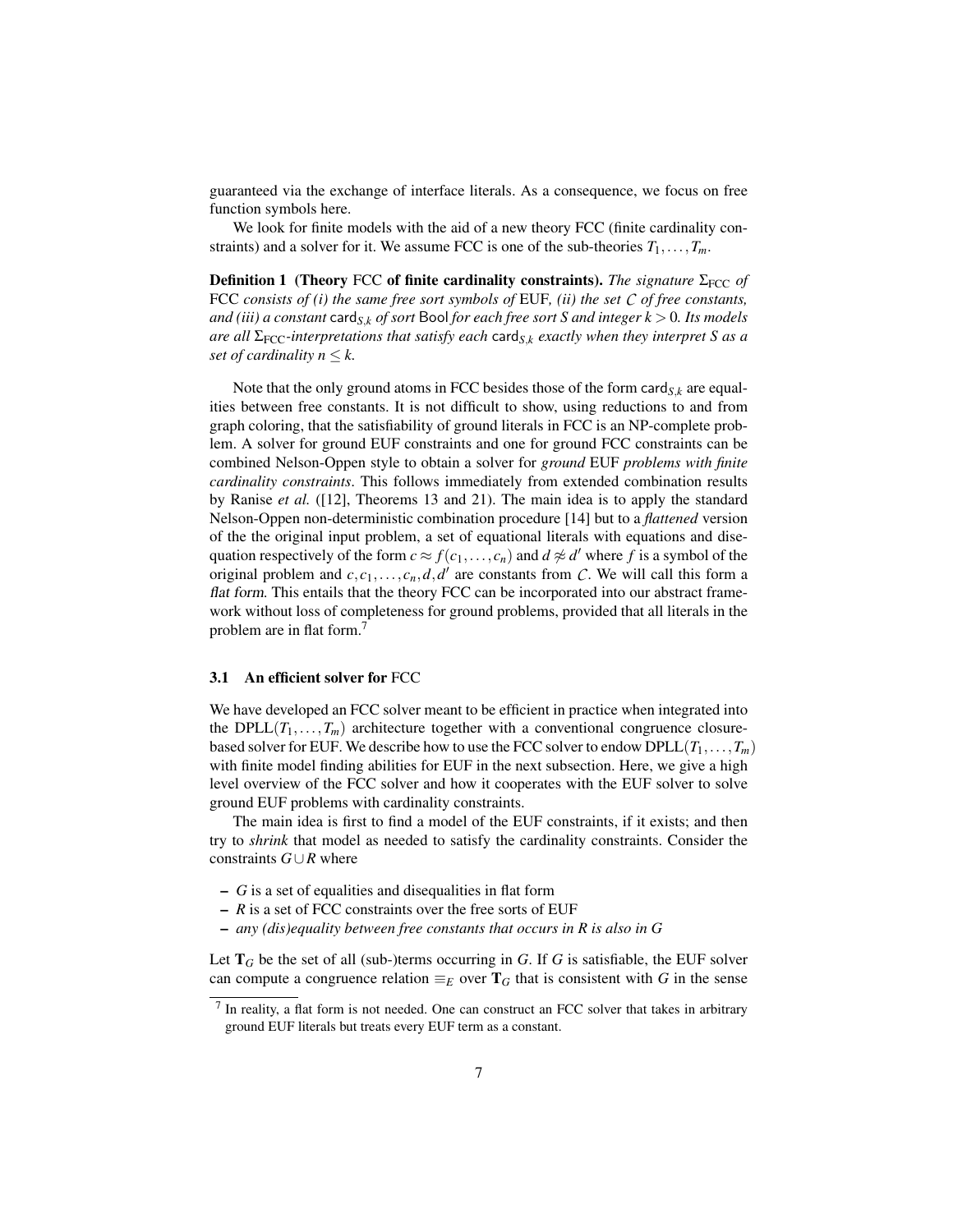guaranteed via the exchange of interface literals. As a consequence, we focus on free function symbols here.

We look for finite models with the aid of a new theory FCC (finite cardinality constraints) and a solver for it. We assume FCC is one of the sub-theories $T_1, \ldots, T_m$.

**Definition 1 (Theory FCC of finite cardinality constraints).** *The signature $\Sigma_{\mathrm{FCC}}$ of* FCC *consists of (i) the same free sort symbols of* EUF*, (ii) the set $\mathcal{C}$ of free constants, and (iii) a constant $\mathsf{card}_{S,k}$ of sort* Bool *for each free sort $S$ and integer $k > 0$. Its models are all $\Sigma_{\mathrm{FCC}}$-interpretations that satisfy each $\mathsf{card}_{S,k}$ exactly when they interpret $S$ as a set of cardinality $n \leq k$.*

Note that the only ground atoms in FCC besides those of the form $\mathsf{card}_{S,k}$ are equalities between free constants. It is not difficult to show, using reductions to and from graph coloring, that the satisfiability of ground literals in FCC is an NP-complete problem. A solver for ground EUF constraints and one for ground FCC constraints can be combined Nelson-Oppen style to obtain a solver for *ground* EUF *problems with finite cardinality constraints*. This follows immediately from extended combination results by Ranise *et al.* ([12], Theorems 13 and 21). The main idea is to apply the standard Nelson-Oppen non-deterministic combination procedure [14] but to a *flattened* version of the the original input problem, a set of equational literals with equations and disequation respectively of the form $c \approx f(c_1, \ldots, c_n)$ and $d \not\approx d'$ where $f$ is a symbol of the original problem and $c, c_1, \ldots, c_n, d, d'$ are constants from $\mathcal{C}$. We will call this form a *flat form*. This entails that the theory FCC can be incorporated into our abstract framework without loss of completeness for ground problems, provided that all literals in the problem are in flat form.[7]

### 3.1 An efficient solver for FCC

We have developed an FCC solver meant to be efficient in practice when integrated into the DPLL($T_1, \ldots, T_m$) architecture together with a conventional congruence closure-based solver for EUF. We describe how to use the FCC solver to endow DPLL($T_1, \ldots, T_m$) with finite model finding abilities for EUF in the next subsection. Here, we give a high level overview of the FCC solver and how it cooperates with the EUF solver to solve ground EUF problems with cardinality constraints.

The main idea is first to find a model of the EUF constraints, if it exists; and then try to *shrink* that model as needed to satisfy the cardinality constraints. Consider the constraints $G \cup R$ where

- $G$ is a set of equalities and disequalities in flat form
- $R$ is a set of FCC constraints over the free sorts of EUF
- *any (dis)equality between free constants that occurs in $R$ is also in $G$*

Let $\mathbf{T}_G$ be the set of all (sub-)terms occurring in $G$. If $G$ is satisfiable, the EUF solver can compute a congruence relation $\equiv_E$ over $\mathbf{T}_G$ that is consistent with $G$ in the sense

[7] In reality, a flat form is not needed. One can construct an FCC solver that takes in arbitrary ground EUF literals but treats every EUF term as a constant.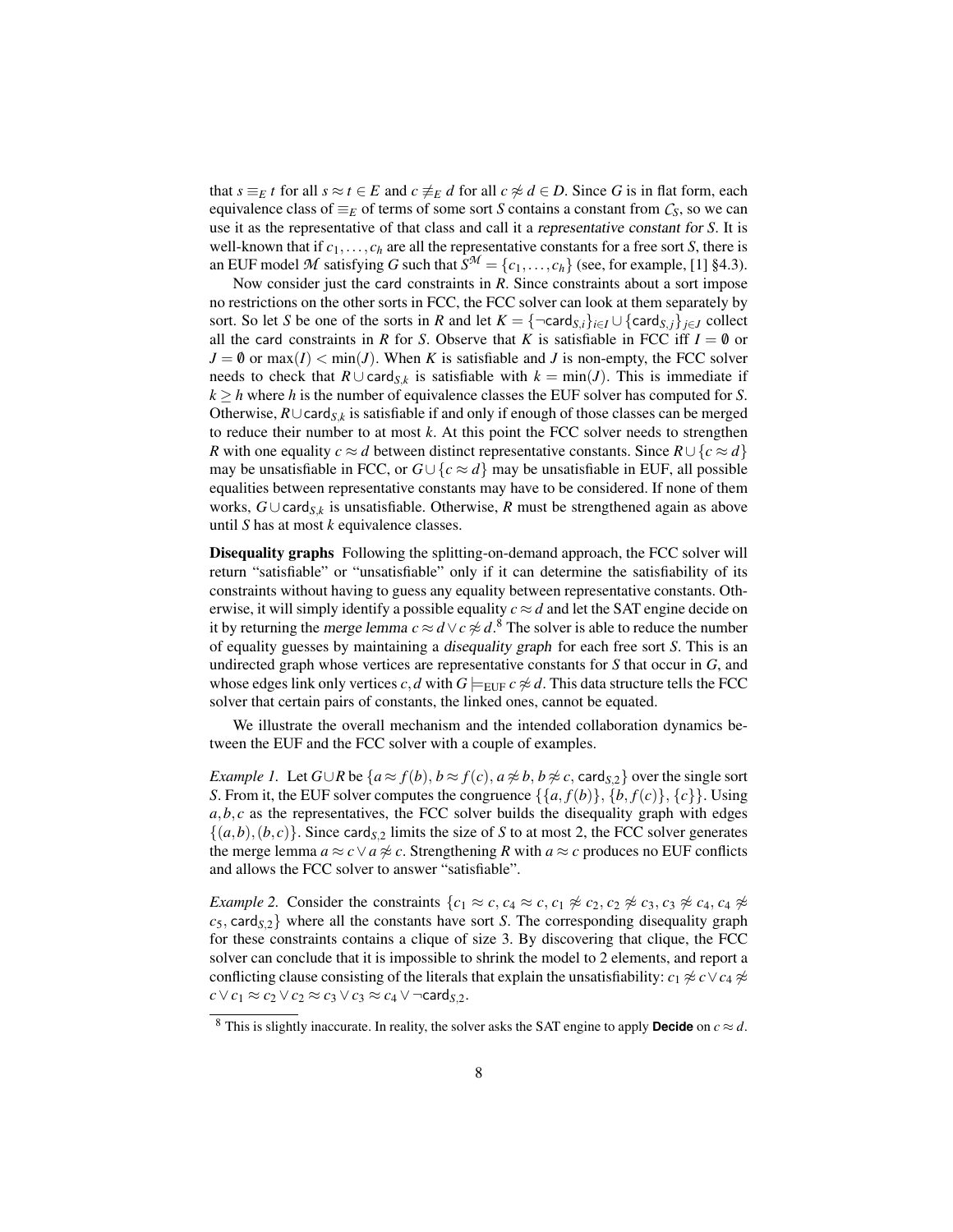that $s \equiv_E t$ for all $s \approx t \in E$ and $c \not\equiv_E d$ for all $c \not\approx d \in D$. Since $G$ is in flat form, each equivalence class of $\equiv_E$ of terms of some sort $S$ contains a constant from $\mathcal{C}_S$, so we can use it as the representative of that class and call it a *representative constant for S*. It is well-known that if $c_1, \ldots, c_h$ are all the representative constants for a free sort $S$, there is an EUF model $\mathcal{M}$ satisfying $G$ such that $S^{\mathcal{M}} = \{c_1, \ldots, c_h\}$ (see, for example, [1] §4.3).

Now consider just the card constraints in $R$. Since constraints about a sort impose no restrictions on the other sorts in FCC, the FCC solver can look at them separately by sort. So let $S$ be one of the sorts in $R$ and let $K = \{\neg\mathsf{card}_{S,i}\}_{i \in I} \cup \{\mathsf{card}_{S,j}\}_{j \in J}$ collect all the card constraints in $R$ for $S$. Observe that $K$ is satisfiable in FCC iff $I = \emptyset$ or $J = \emptyset$ or $\max(I) < \min(J)$. When $K$ is satisfiable and $J$ is non-empty, the FCC solver needs to check that $R \cup \mathsf{card}_{S,k}$ is satisfiable with $k = \min(J)$. This is immediate if $k \geq h$ where $h$ is the number of equivalence classes the EUF solver has computed for $S$. Otherwise, $R \cup \mathsf{card}_{S,k}$ is satisfiable if and only if enough of those classes can be merged to reduce their number to at most $k$. At this point the FCC solver needs to strengthen $R$ with one equality $c \approx d$ between distinct representative constants. Since $R \cup \{c \approx d\}$ may be unsatisfiable in FCC, or $G \cup \{c \approx d\}$ may be unsatisfiable in EUF, all possible equalities between representative constants may have to be considered. If none of them works, $G \cup \mathsf{card}_{S,k}$ is unsatisfiable. Otherwise, $R$ must be strengthened again as above until $S$ has at most $k$ equivalence classes.

**Disequality graphs** Following the splitting-on-demand approach, the FCC solver will return "satisfiable" or "unsatisfiable" only if it can determine the satisfiability of its constraints without having to guess any equality between representative constants. Otherwise, it will simply identify a possible equality $c \approx d$ and let the SAT engine decide on it by returning the *merge lemma* $c \approx d \vee c \not\approx d$.[8] The solver is able to reduce the number of equality guesses by maintaining a *disequality graph* for each free sort $S$. This is an undirected graph whose vertices are representative constants for $S$ that occur in $G$, and whose edges link only vertices $c, d$ with $G \models_{\mathrm{EUF}} c \not\approx d$. This data structure tells the FCC solver that certain pairs of constants, the linked ones, cannot be equated.

We illustrate the overall mechanism and the intended collaboration dynamics between the EUF and the FCC solver with a couple of examples.

*Example 1.* Let $G \cup R$ be $\{a \approx f(b), b \approx f(c), a \not\approx b, b \not\approx c, \mathsf{card}_{S,2}\}$ over the single sort $S$. From it, the EUF solver computes the congruence $\{\{a, f(b)\}, \{b, f(c)\}, \{c\}\}$. Using $a, b, c$ as the representatives, the FCC solver builds the disequality graph with edges $\{(a,b), (b,c)\}$. Since $\mathsf{card}_{S,2}$ limits the size of $S$ to at most 2, the FCC solver generates the merge lemma $a \approx c \vee a \not\approx c$. Strengthening $R$ with $a \approx c$ produces no EUF conflicts and allows the FCC solver to answer "satisfiable".

*Example 2.* Consider the constraints $\{c_1 \approx c, c_4 \approx c, c_1 \not\approx c_2, c_2 \not\approx c_3, c_3 \not\approx c_4, c_4 \not\approx c_5, \mathsf{card}_{S,2}\}$ where all the constants have sort $S$. The corresponding disequality graph for these constraints contains a clique of size 3. By discovering that clique, the FCC solver can conclude that it is impossible to shrink the model to 2 elements, and report a conflicting clause consisting of the literals that explain the unsatisfiability: $c_1 \not\approx c \vee c_4 \not\approx c \vee c_1 \approx c_2 \vee c_2 \approx c_3 \vee c_3 \approx c_4 \vee \neg\mathsf{card}_{S,2}$.

[8] This is slightly inaccurate. In reality, the solver asks the SAT engine to apply **Decide** on $c \approx d$.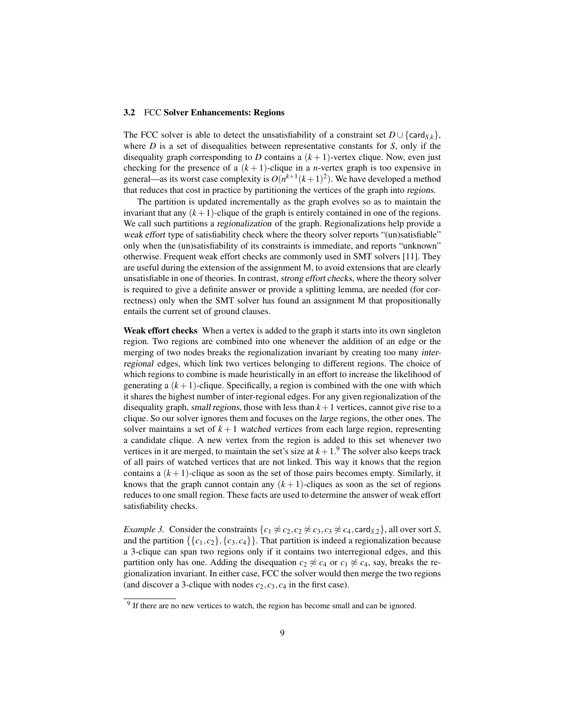### 3.2 FCC Solver Enhancements: Regions

The FCC solver is able to detect the unsatisfiability of a constraint set $D \cup \{\mathsf{card}_{S,k}\}$, where $D$ is a set of disequalities between representative constants for $S$, only if the disequality graph corresponding to $D$ contains a $(k+1)$-vertex clique. Now, even just checking for the presence of a $(k+1)$-clique in a $n$-vertex graph is too expensive in general—as its worst case complexity is $O(n^{k+1}(k+1)^2)$. We have developed a method that reduces that cost in practice by partitioning the vertices of the graph into *regions*.

The partition is updated incrementally as the graph evolves so as to maintain the invariant that any $(k+1)$-clique of the graph is entirely contained in one of the regions. We call such partitions a *regionalization* of the graph. Regionalizations help provide a *weak effort* type of satisfiability check where the theory solver reports "(un)satisfiable" only when the (un)satisfiability of its constraints is immediate, and reports "unknown" otherwise. Frequent weak effort checks are commonly used in SMT solvers [11]. They are useful during the extension of the assignment M, to avoid extensions that are clearly unsatisfiable in one of theories. In contrast, *strong effort checks*, where the theory solver is required to give a definite answer or provide a splitting lemma, are needed (for correctness) only when the SMT solver has found an assignment M that propositionally entails the current set of ground clauses.

**Weak effort checks** When a vertex is added to the graph it starts into its own singleton region. Two regions are combined into one whenever the addition of an edge or the merging of two nodes breaks the regionalization invariant by creating too many *inter-regional* edges, which link two vertices belonging to different regions. The choice of which regions to combine is made heuristically in an effort to increase the likelihood of generating a $(k+1)$-clique. Specifically, a region is combined with the one with which it shares the highest number of inter-regional edges. For any given regionalization of the disequality graph, *small regions*, those with less than $k+1$ vertices, cannot give rise to a clique. So our solver ignores them and focuses on the *large* regions, the other ones. The solver maintains a set of $k+1$ *watched vertices* from each large region, representing a candidate clique. A new vertex from the region is added to this set whenever two vertices in it are merged, to maintain the set's size at $k+1$.[9] The solver also keeps track of all pairs of watched vertices that are not linked. This way it knows that the region contains a $(k+1)$-clique as soon as the set of those pairs becomes empty. Similarly, it knows that the graph cannot contain any $(k+1)$-cliques as soon as the set of regions reduces to one small region. These facts are used to determine the answer of weak effort satisfiability checks.

*Example 3.* Consider the constraints $\{c_1 \not\approx c_2, c_2 \not\approx c_3, c_3 \not\approx c_4, \mathsf{card}_{S,2}\}$, all over sort $S$, and the partition $\{\{c_1, c_2\}, \{c_3, c_4\}\}$. That partition is indeed a regionalization because a 3-clique can span two regions only if it contains two interregional edges, and this partition only has one. Adding the disequation $c_2 \not\approx c_4$ or $c_1 \not\approx c_4$, say, breaks the regionalization invariant. In either case, FCC the solver would then merge the two regions (and discover a 3-clique with nodes $c_2, c_3, c_4$ in the first case).

[9] If there are no new vertices to watch, the region has become small and can be ignored.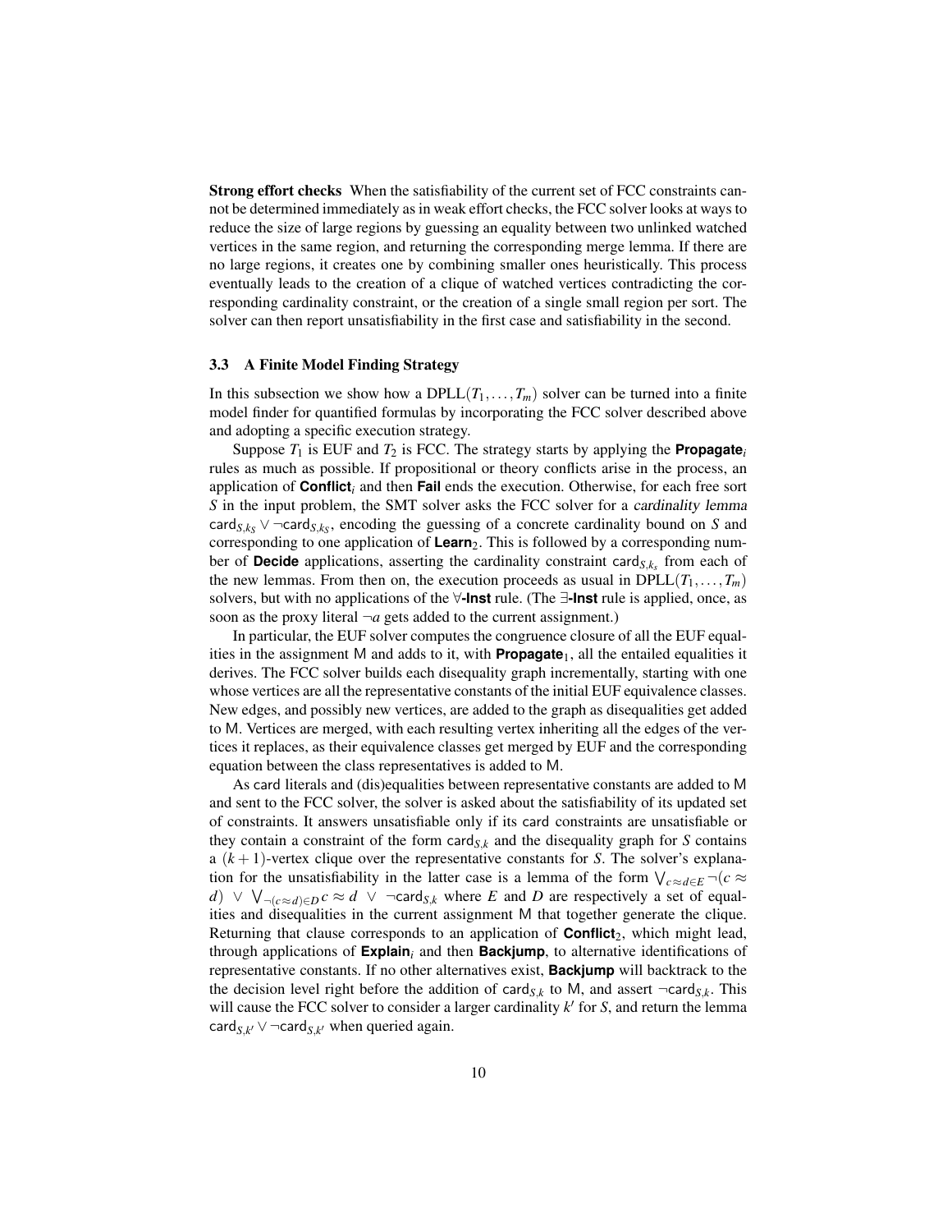**Strong effort checks** When the satisfiability of the current set of FCC constraints cannot be determined immediately as in weak effort checks, the FCC solver looks at ways to reduce the size of large regions by guessing an equality between two unlinked watched vertices in the same region, and returning the corresponding merge lemma. If there are no large regions, it creates one by combining smaller ones heuristically. This process eventually leads to the creation of a clique of watched vertices contradicting the corresponding cardinality constraint, or the creation of a single small region per sort. The solver can then report unsatisfiability in the first case and satisfiability in the second.

### 3.3 A Finite Model Finding Strategy

In this subsection we show how a DPLL($T_1, \ldots, T_m$) solver can be turned into a finite model finder for quantified formulas by incorporating the FCC solver described above and adopting a specific execution strategy.

Suppose $T_1$ is EUF and $T_2$ is FCC. The strategy starts by applying the **Propagate**$_i$ rules as much as possible. If propositional or theory conflicts arise in the process, an application of **Conflict**$_i$ and then **Fail** ends the execution. Otherwise, for each free sort $S$ in the input problem, the SMT solver asks the FCC solver for a *cardinality lemma* $\mathsf{card}_{S,k_S} \vee \neg\mathsf{card}_{S,k_S}$, encoding the guessing of a concrete cardinality bound on $S$ and corresponding to one application of **Learn**$_2$. This is followed by a corresponding number of **Decide** applications, asserting the cardinality constraint $\mathsf{card}_{S,k_s}$ from each of the new lemmas. From then on, the execution proceeds as usual in DPLL($T_1, \ldots, T_m$) solvers, but with no applications of the $\forall$**-Inst** rule. (The $\exists$**-Inst** rule is applied, once, as soon as the proxy literal $\neg a$ gets added to the current assignment.)

In particular, the EUF solver computes the congruence closure of all the EUF equalities in the assignment M and adds to it, with **Propagate**$_1$, all the entailed equalities it derives. The FCC solver builds each disequality graph incrementally, starting with one whose vertices are all the representative constants of the initial EUF equivalence classes. New edges, and possibly new vertices, are added to the graph as disequalities get added to M. Vertices are merged, with each resulting vertex inheriting all the edges of the vertices it replaces, as their equivalence classes get merged by EUF and the corresponding equation between the class representatives is added to M.

As card literals and (dis)equalities between representative constants are added to M and sent to the FCC solver, the solver is asked about the satisfiability of its updated set of constraints. It answers unsatisfiable only if its card constraints are unsatisfiable or they contain a constraint of the form $\mathsf{card}_{S,k}$ and the disequality graph for $S$ contains a $(k+1)$-vertex clique over the representative constants for $S$. The solver's explanation for the unsatisfiability in the latter case is a lemma of the form $\bigvee_{c \approx d \in E} \neg(c \approx d) \;\vee\; \bigvee_{\neg(c \approx d) \in D} c \approx d \;\vee\; \neg\mathsf{card}_{S,k}$ where $E$ and $D$ are respectively a set of equalities and disequalities in the current assignment M that together generate the clique. Returning that clause corresponds to an application of **Conflict**$_2$, which might lead, through applications of **Explain**$_i$ and then **Backjump**, to alternative identifications of representative constants. If no other alternatives exist, **Backjump** will backtrack to the the decision level right before the addition of $\mathsf{card}_{S,k}$ to M, and assert $\neg\mathsf{card}_{S,k}$. This will cause the FCC solver to consider a larger cardinality $k'$ for $S$, and return the lemma $\mathsf{card}_{S,k'} \vee \neg\mathsf{card}_{S,k'}$ when queried again.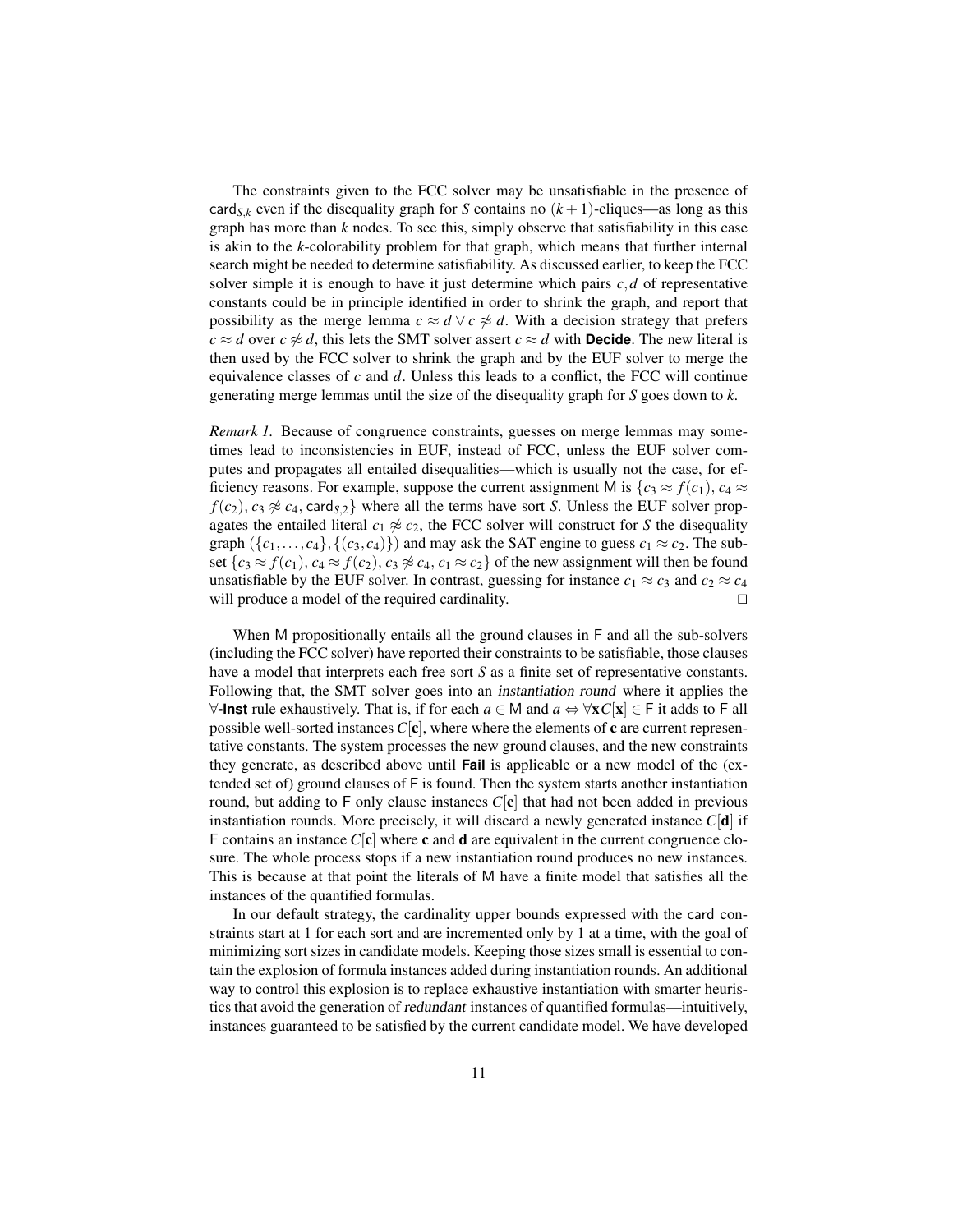The constraints given to the FCC solver may be unsatisfiable in the presence of $\mathsf{card}_{S,k}$ even if the disequality graph for $S$ contains no $(k+1)$-cliques—as long as this graph has more than $k$ nodes. To see this, simply observe that satisfiability in this case is akin to the $k$-colorability problem for that graph, which means that further internal search might be needed to determine satisfiability. As discussed earlier, to keep the FCC solver simple it is enough to have it just determine which pairs $c, d$ of representative constants could be in principle identified in order to shrink the graph, and report that possibility as the merge lemma $c \approx d \vee c \not\approx d$. With a decision strategy that prefers $c \approx d$ over $c \not\approx d$, this lets the SMT solver assert $c \approx d$ with **Decide**. The new literal is then used by the FCC solver to shrink the graph and by the EUF solver to merge the equivalence classes of $c$ and $d$. Unless this leads to a conflict, the FCC will continue generating merge lemmas until the size of the disequality graph for $S$ goes down to $k$.

*Remark 1.* Because of congruence constraints, guesses on merge lemmas may sometimes lead to inconsistencies in EUF, instead of FCC, unless the EUF solver computes and propagates all entailed disequalities—which is usually not the case, for efficiency reasons. For example, suppose the current assignment M is $\{c_3 \approx f(c_1), c_4 \approx f(c_2), c_3 \not\approx c_4, \mathsf{card}_{S,2}\}$ where all the terms have sort $S$. Unless the EUF solver propagates the entailed literal $c_1 \not\approx c_2$, the FCC solver will construct for $S$ the disequality graph $(\{c_1, \ldots, c_4\}, \{(c_3, c_4)\})$ and may ask the SAT engine to guess $c_1 \approx c_2$. The subset $\{c_3 \approx f(c_1), c_4 \approx f(c_2), c_3 \not\approx c_4, c_1 \approx c_2\}$ of the new assignment will then be found unsatisfiable by the EUF solver. In contrast, guessing for instance $c_1 \approx c_3$ and $c_2 \approx c_4$ will produce a model of the required cardinality. □

When M propositionally entails all the ground clauses in F and all the sub-solvers (including the FCC solver) have reported their constraints to be satisfiable, those clauses have a model that interprets each free sort $S$ as a finite set of representative constants. Following that, the SMT solver goes into an *instantiation round* where it applies the **∀-Inst** rule exhaustively. That is, if for each $a \in \mathsf{M}$ and $a \Leftrightarrow \forall \mathbf{x}\, C[\mathbf{x}] \in \mathsf{F}$ it adds to F all possible well-sorted instances $C[\mathbf{c}]$, where where the elements of $\mathbf{c}$ are current representative constants. The system processes the new ground clauses, and the new constraints they generate, as described above until **Fail** is applicable or a new model of the (extended set of) ground clauses of F is found. Then the system starts another instantiation round, but adding to F only clause instances $C[\mathbf{c}]$ that had not been added in previous instantiation rounds. More precisely, it will discard a newly generated instance $C[\mathbf{d}]$ if F contains an instance $C[\mathbf{c}]$ where $\mathbf{c}$ and $\mathbf{d}$ are equivalent in the current congruence closure. The whole process stops if a new instantiation round produces no new instances. This is because at that point the literals of M have a finite model that satisfies all the instances of the quantified formulas.

In our default strategy, the cardinality upper bounds expressed with the card constraints start at 1 for each sort and are incremented only by 1 at a time, with the goal of minimizing sort sizes in candidate models. Keeping those sizes small is essential to contain the explosion of formula instances added during instantiation rounds. An additional way to control this explosion is to replace exhaustive instantiation with smarter heuristics that avoid the generation of *redundant* instances of quantified formulas—intuitively, instances guaranteed to be satisfied by the current candidate model. We have developed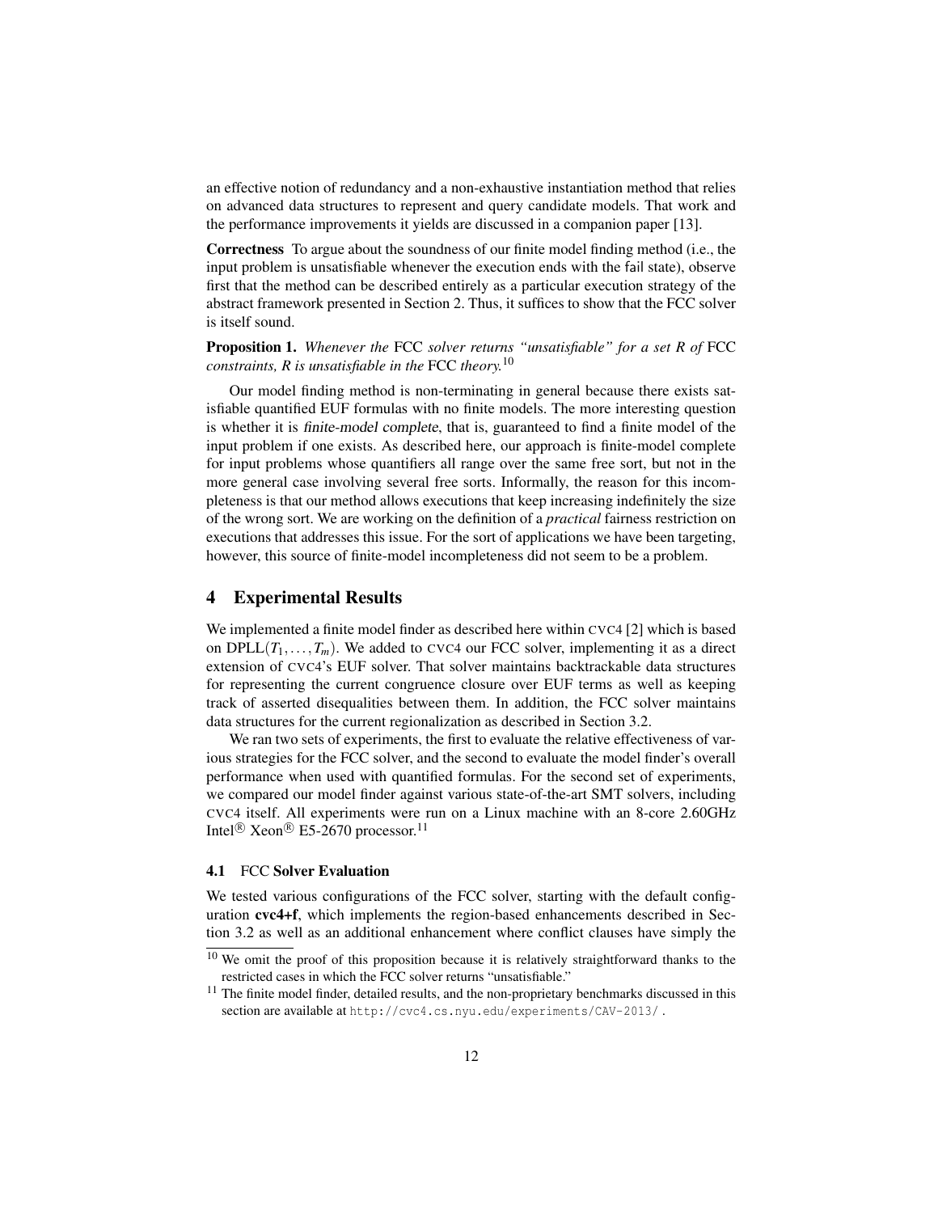an effective notion of redundancy and a non-exhaustive instantiation method that relies on advanced data structures to represent and query candidate models. That work and the performance improvements it yields are discussed in a companion paper [13].

**Correctness** To argue about the soundness of our finite model finding method (i.e., the input problem is unsatisfiable whenever the execution ends with the fail state), observe first that the method can be described entirely as a particular execution strategy of the abstract framework presented in Section 2. Thus, it suffices to show that the FCC solver is itself sound.

**Proposition 1.** *Whenever the* FCC *solver returns "unsatisfiable" for a set R of* FCC *constraints, R is unsatisfiable in the* FCC *theory.*[10]

Our model finding method is non-terminating in general because there exists satisfiable quantified EUF formulas with no finite models. The more interesting question is whether it is *finite-model complete*, that is, guaranteed to find a finite model of the input problem if one exists. As described here, our approach is finite-model complete for input problems whose quantifiers all range over the same free sort, but not in the more general case involving several free sorts. Informally, the reason for this incompleteness is that our method allows executions that keep increasing indefinitely the size of the wrong sort. We are working on the definition of a *practical* fairness restriction on executions that addresses this issue. For the sort of applications we have been targeting, however, this source of finite-model incompleteness did not seem to be a problem.

## 4 Experimental Results

We implemented a finite model finder as described here within CVC4 [2] which is based on DPLL($T_1, \ldots, T_m$). We added to CVC4 our FCC solver, implementing it as a direct extension of CVC4's EUF solver. That solver maintains backtrackable data structures for representing the current congruence closure over EUF terms as well as keeping track of asserted disequalities between them. In addition, the FCC solver maintains data structures for the current regionalization as described in Section 3.2.

We ran two sets of experiments, the first to evaluate the relative effectiveness of various strategies for the FCC solver, and the second to evaluate the model finder's overall performance when used with quantified formulas. For the second set of experiments, we compared our model finder against various state-of-the-art SMT solvers, including CVC4 itself. All experiments were run on a Linux machine with an 8-core 2.60GHz Intel® Xeon® E5-2670 processor.[11]

### 4.1 FCC Solver Evaluation

We tested various configurations of the FCC solver, starting with the default configuration **cvc4+f**, which implements the region-based enhancements described in Section 3.2 as well as an additional enhancement where conflict clauses have simply the

[10] We omit the proof of this proposition because it is relatively straightforward thanks to the restricted cases in which the FCC solver returns "unsatisfiable."

[11] The finite model finder, detailed results, and the non-proprietary benchmarks discussed in this section are available at `http://cvc4.cs.nyu.edu/experiments/CAV-2013/`.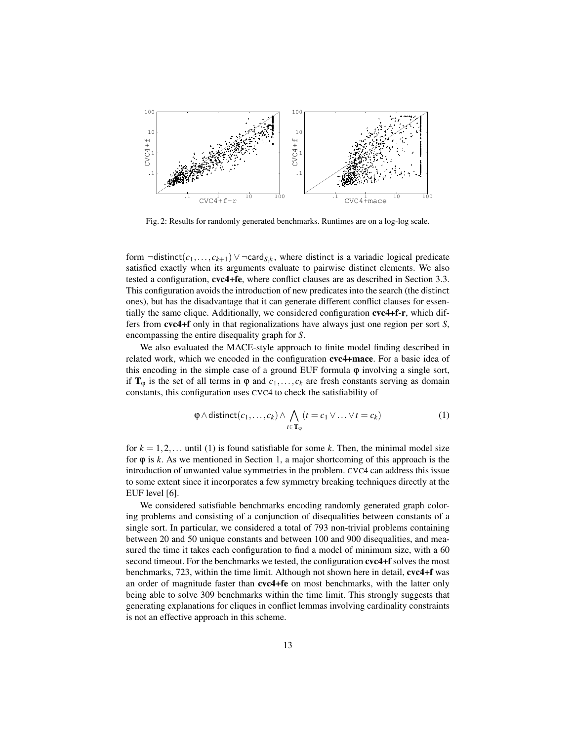Fig. 2: Results for randomly generated benchmarks. Runtimes are on a log-log scale.

form $\neg\mathsf{distinct}(c_1,\ldots,c_{k+1}) \vee \neg\mathsf{card}_{S,k}$, where distinct is a variadic logical predicate satisfied exactly when its arguments evaluate to pairwise distinct elements. We also tested a configuration, **cvc4+fe**, where conflict clauses are as described in Section 3.3. This configuration avoids the introduction of new predicates into the search (the distinct ones), but has the disadvantage that it can generate different conflict clauses for essentially the same clique. Additionally, we considered configuration **cvc4+f-r**, which differs from **cvc4+f** only in that regionalizations have always just one region per sort $S$, encompassing the entire disequality graph for $S$.

We also evaluated the MACE-style approach to finite model finding described in related work, which we encoded in the configuration **cvc4+mace**. For a basic idea of this encoding in the simple case of a ground EUF formula $\varphi$ involving a single sort, if $\mathbf{T}_\varphi$ is the set of all terms in $\varphi$ and $c_1,\ldots,c_k$ are fresh constants serving as domain constants, this configuration uses CVC4 to check the satisfiability of

$$\varphi \wedge \mathsf{distinct}(c_1,\ldots,c_k) \wedge \bigwedge_{t \in \mathbf{T}_\varphi} (t = c_1 \vee \ldots \vee t = c_k) \tag{1}$$

for $k = 1,2,\ldots$ until (1) is found satisfiable for some $k$. Then, the minimal model size for $\varphi$ is $k$. As we mentioned in Section 1, a major shortcoming of this approach is the introduction of unwanted value symmetries in the problem. CVC4 can address this issue to some extent since it incorporates a few symmetry breaking techniques directly at the EUF level [6].

We considered satisfiable benchmarks encoding randomly generated graph coloring problems and consisting of a conjunction of disequalities between constants of a single sort. In particular, we considered a total of 793 non-trivial problems containing between 20 and 50 unique constants and between 100 and 900 disequalities, and measured the time it takes each configuration to find a model of minimum size, with a 60 second timeout. For the benchmarks we tested, the configuration **cvc4+f** solves the most benchmarks, 723, within the time limit. Although not shown here in detail, **cvc4+f** was an order of magnitude faster than **cvc4+fe** on most benchmarks, with the latter only being able to solve 309 benchmarks within the time limit. This strongly suggests that generating explanations for cliques in conflict lemmas involving cardinality constraints is not an effective approach in this scheme.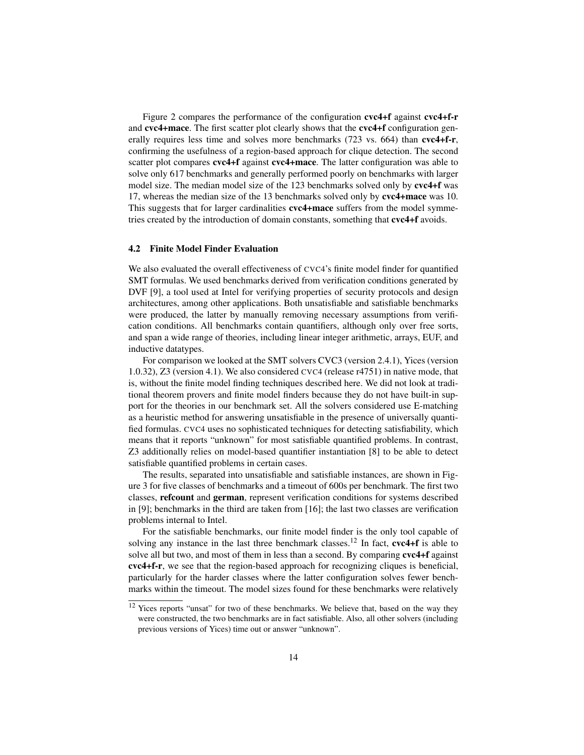Figure 2 compares the performance of the configuration **cvc4+f** against **cvc4+f-r** and **cvc4+mace**. The first scatter plot clearly shows that the **cvc4+f** configuration generally requires less time and solves more benchmarks (723 vs. 664) than **cvc4+f-r**, confirming the usefulness of a region-based approach for clique detection. The second scatter plot compares **cvc4+f** against **cvc4+mace**. The latter configuration was able to solve only 617 benchmarks and generally performed poorly on benchmarks with larger model size. The median model size of the 123 benchmarks solved only by **cvc4+f** was 17, whereas the median size of the 13 benchmarks solved only by **cvc4+mace** was 10. This suggests that for larger cardinalities **cvc4+mace** suffers from the model symmetries created by the introduction of domain constants, something that **cvc4+f** avoids.

### 4.2 Finite Model Finder Evaluation

We also evaluated the overall effectiveness of CVC4's finite model finder for quantified SMT formulas. We used benchmarks derived from verification conditions generated by DVF [9], a tool used at Intel for verifying properties of security protocols and design architectures, among other applications. Both unsatisfiable and satisfiable benchmarks were produced, the latter by manually removing necessary assumptions from verification conditions. All benchmarks contain quantifiers, although only over free sorts, and span a wide range of theories, including linear integer arithmetic, arrays, EUF, and inductive datatypes.

For comparison we looked at the SMT solvers CVC3 (version 2.4.1), Yices (version 1.0.32), Z3 (version 4.1). We also considered CVC4 (release r4751) in native mode, that is, without the finite model finding techniques described here. We did not look at traditional theorem provers and finite model finders because they do not have built-in support for the theories in our benchmark set. All the solvers considered use E-matching as a heuristic method for answering unsatisfiable in the presence of universally quantified formulas. CVC4 uses no sophisticated techniques for detecting satisfiability, which means that it reports "unknown" for most satisfiable quantified problems. In contrast, Z3 additionally relies on model-based quantifier instantiation [8] to be able to detect satisfiable quantified problems in certain cases.

The results, separated into unsatisfiable and satisfiable instances, are shown in Figure 3 for five classes of benchmarks and a timeout of 600s per benchmark. The first two classes, **refcount** and **german**, represent verification conditions for systems described in [9]; benchmarks in the third are taken from [16]; the last two classes are verification problems internal to Intel.

For the satisfiable benchmarks, our finite model finder is the only tool capable of solving any instance in the last three benchmark classes.[12] In fact, **cvc4+f** is able to solve all but two, and most of them in less than a second. By comparing **cvc4+f** against **cvc4+f-r**, we see that the region-based approach for recognizing cliques is beneficial, particularly for the harder classes where the latter configuration solves fewer benchmarks within the timeout. The model sizes found for these benchmarks were relatively

[12] Yices reports "unsat" for two of these benchmarks. We believe that, based on the way they were constructed, the two benchmarks are in fact satisfiable. Also, all other solvers (including previous versions of Yices) time out or answer "unknown".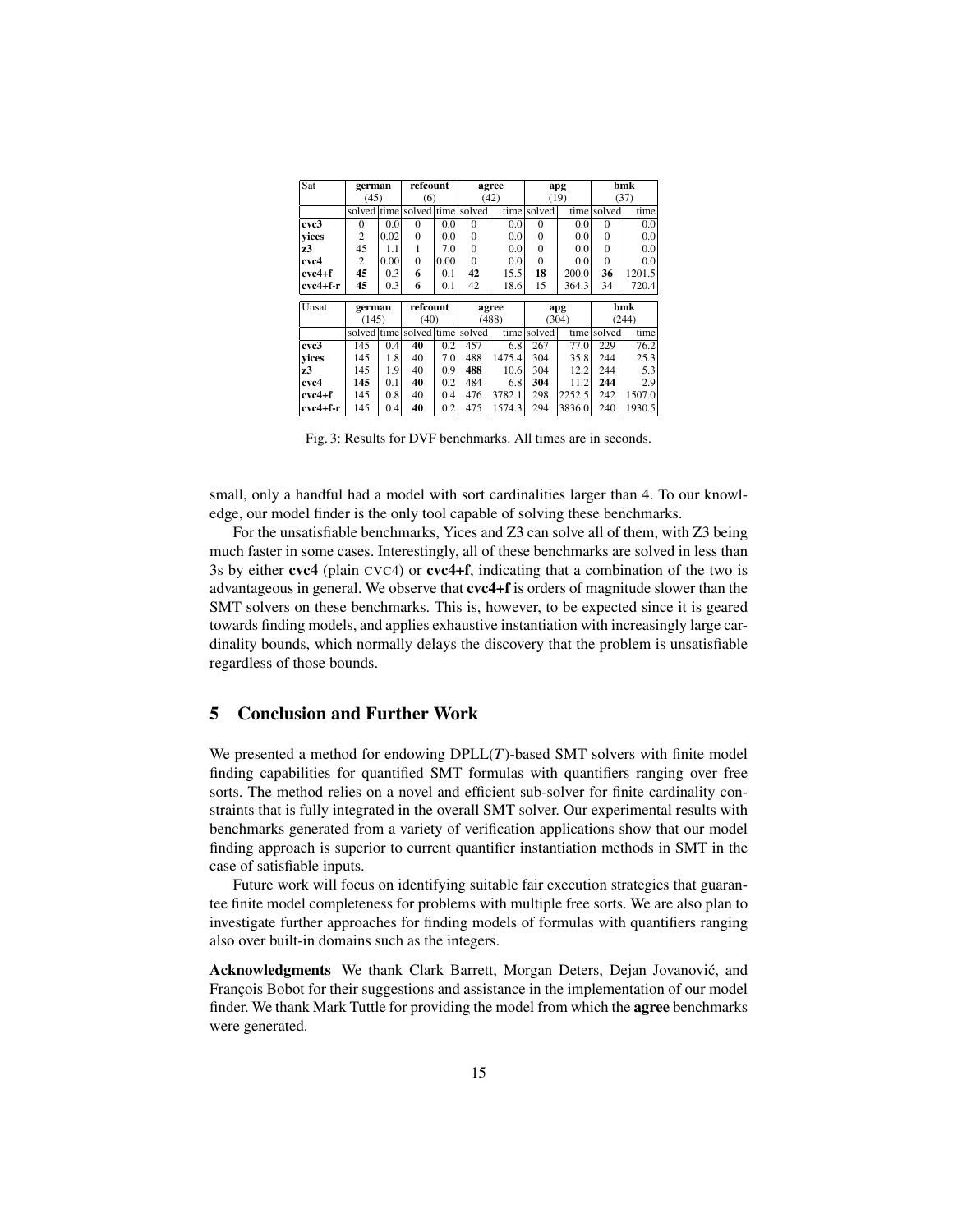| Sat | german (45) | | refcount (6) | | agree (42) | | apg (19) | | bmk (37) | |
|---|---|---|---|---|---|---|---|---|---|---|
| | solved | time | solved | time | solved | time | solved | time | solved | time |
| **cvc3** | 0 | 0.0 | 0 | 0.0 | 0 | 0.0 | 0 | 0.0 | 0 | 0.0 |
| **yices** | 2 | 0.02 | 0 | 0.0 | 0 | 0.0 | 0 | 0.0 | 0 | 0.0 |
| **z3** | 45 | 1.1 | 1 | 7.0 | 0 | 0.0 | 0 | 0.0 | 0 | 0.0 |
| **cvc4** | 2 | 0.00 | 0 | 0.00 | 0 | 0.0 | 0 | 0.0 | 0 | 0.0 |
| **cvc4+f** | **45** | 0.3 | **6** | 0.1 | **42** | 15.5 | **18** | 200.0 | **36** | 1201.5 |
| **cvc4+f-r** | **45** | 0.3 | **6** | 0.1 | 42 | 18.6 | 15 | 364.3 | 34 | 720.4 |

| Unsat | german (145) | | refcount (40) | | agree (488) | | apg (304) | | bmk (244) | |
|---|---|---|---|---|---|---|---|---|---|---|
| | solved | time | solved | time | solved | time | solved | time | solved | time |
| **cvc3** | 145 | 0.4 | **40** | 0.2 | 457 | 6.8 | 267 | 77.0 | 229 | 76.2 |
| **yices** | 145 | 1.8 | 40 | 7.0 | 488 | 1475.4 | 304 | 35.8 | 244 | 25.3 |
| **z3** | 145 | 1.9 | 40 | 0.9 | **488** | 10.6 | 304 | 12.2 | 244 | 5.3 |
| **cvc4** | **145** | 0.1 | **40** | 0.2 | 484 | 6.8 | **304** | 11.2 | **244** | 2.9 |
| **cvc4+f** | 145 | 0.8 | 40 | 0.4 | 476 | 3782.1 | 298 | 2252.5 | 242 | 1507.0 |
| **cvc4+f-r** | 145 | 0.4 | **40** | 0.2 | 475 | 1574.3 | 294 | 3836.0 | 240 | 1930.5 |

Fig. 3: Results for DVF benchmarks. All times are in seconds.

small, only a handful had a model with sort cardinalities larger than 4. To our knowledge, our model finder is the only tool capable of solving these benchmarks.

For the unsatisfiable benchmarks, Yices and Z3 can solve all of them, with Z3 being much faster in some cases. Interestingly, all of these benchmarks are solved in less than 3s by either **cvc4** (plain CVC4) or **cvc4+f**, indicating that a combination of the two is advantageous in general. We observe that **cvc4+f** is orders of magnitude slower than the SMT solvers on these benchmarks. This is, however, to be expected since it is geared towards finding models, and applies exhaustive instantiation with increasingly large cardinality bounds, which normally delays the discovery that the problem is unsatisfiable regardless of those bounds.

## 5 Conclusion and Further Work

We presented a method for endowing DPLL($T$)-based SMT solvers with finite model finding capabilities for quantified SMT formulas with quantifiers ranging over free sorts. The method relies on a novel and efficient sub-solver for finite cardinality constraints that is fully integrated in the overall SMT solver. Our experimental results with benchmarks generated from a variety of verification applications show that our model finding approach is superior to current quantifier instantiation methods in SMT in the case of satisfiable inputs.

Future work will focus on identifying suitable fair execution strategies that guarantee finite model completeness for problems with multiple free sorts. We are also plan to investigate further approaches for finding models of formulas with quantifiers ranging also over built-in domains such as the integers.

**Acknowledgments** We thank Clark Barrett, Morgan Deters, Dejan Jovanović, and François Bobot for their suggestions and assistance in the implementation of our model finder. We thank Mark Tuttle for providing the model from which the **agree** benchmarks were generated.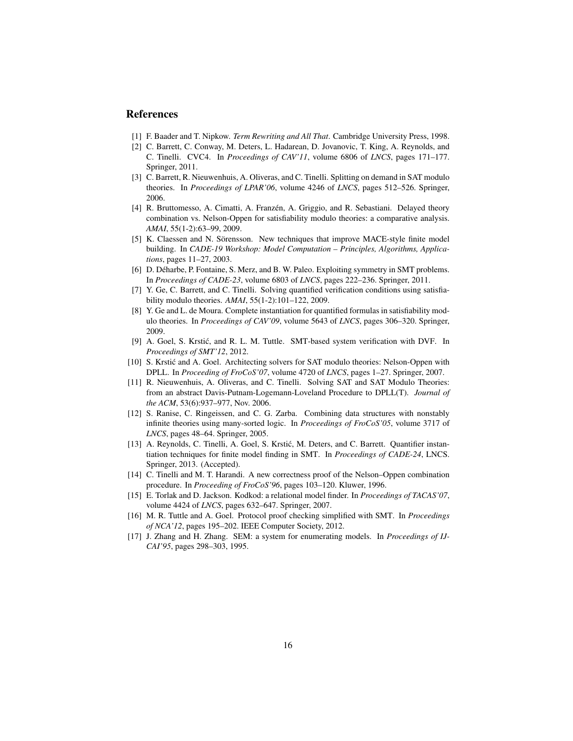## References

[1] F. Baader and T. Nipkow. *Term Rewriting and All That*. Cambridge University Press, 1998.

[2] C. Barrett, C. Conway, M. Deters, L. Hadarean, D. Jovanovic, T. King, A. Reynolds, and C. Tinelli. CVC4. In *Proceedings of CAV'11*, volume 6806 of *LNCS*, pages 171–177. Springer, 2011.

[3] C. Barrett, R. Nieuwenhuis, A. Oliveras, and C. Tinelli. Splitting on demand in SAT modulo theories. In *Proceedings of LPAR'06*, volume 4246 of *LNCS*, pages 512–526. Springer, 2006.

[4] R. Bruttomesso, A. Cimatti, A. Franzén, A. Griggio, and R. Sebastiani. Delayed theory combination vs. Nelson-Oppen for satisfiability modulo theories: a comparative analysis. *AMAI*, 55(1-2):63–99, 2009.

[5] K. Claessen and N. Sörensson. New techniques that improve MACE-style finite model building. In *CADE-19 Workshop: Model Computation – Principles, Algorithms, Applications*, pages 11–27, 2003.

[6] D. Déharbe, P. Fontaine, S. Merz, and B. W. Paleo. Exploiting symmetry in SMT problems. In *Proceedings of CADE-23*, volume 6803 of *LNCS*, pages 222–236. Springer, 2011.

[7] Y. Ge, C. Barrett, and C. Tinelli. Solving quantified verification conditions using satisfiability modulo theories. *AMAI*, 55(1-2):101–122, 2009.

[8] Y. Ge and L. de Moura. Complete instantiation for quantified formulas in satisfiability modulo theories. In *Proceedings of CAV'09*, volume 5643 of *LNCS*, pages 306–320. Springer, 2009.

[9] A. Goel, S. Krstić, and R. L. M. Tuttle. SMT-based system verification with DVF. In *Proceedings of SMT'12*, 2012.

[10] S. Krstić and A. Goel. Architecting solvers for SAT modulo theories: Nelson-Oppen with DPLL. In *Proceeding of FroCoS'07*, volume 4720 of *LNCS*, pages 1–27. Springer, 2007.

[11] R. Nieuwenhuis, A. Oliveras, and C. Tinelli. Solving SAT and SAT Modulo Theories: from an abstract Davis-Putnam-Logemann-Loveland Procedure to DPLL(T). *Journal of the ACM*, 53(6):937–977, Nov. 2006.

[12] S. Ranise, C. Ringeissen, and C. G. Zarba. Combining data structures with nonstably infinite theories using many-sorted logic. In *Proceedings of FroCoS'05*, volume 3717 of *LNCS*, pages 48–64. Springer, 2005.

[13] A. Reynolds, C. Tinelli, A. Goel, S. Krstić, M. Deters, and C. Barrett. Quantifier instantiation techniques for finite model finding in SMT. In *Proceedings of CADE-24*, LNCS. Springer, 2013. (Accepted).

[14] C. Tinelli and M. T. Harandi. A new correctness proof of the Nelson–Oppen combination procedure. In *Proceeding of FroCoS'96*, pages 103–120. Kluwer, 1996.

[15] E. Torlak and D. Jackson. Kodkod: a relational model finder. In *Proceedings of TACAS'07*, volume 4424 of *LNCS*, pages 632–647. Springer, 2007.

[16] M. R. Tuttle and A. Goel. Protocol proof checking simplified with SMT. In *Proceedings of NCA'12*, pages 195–202. IEEE Computer Society, 2012.

[17] J. Zhang and H. Zhang. SEM: a system for enumerating models. In *Proceedings of IJCAI'95*, pages 298–303, 1995.